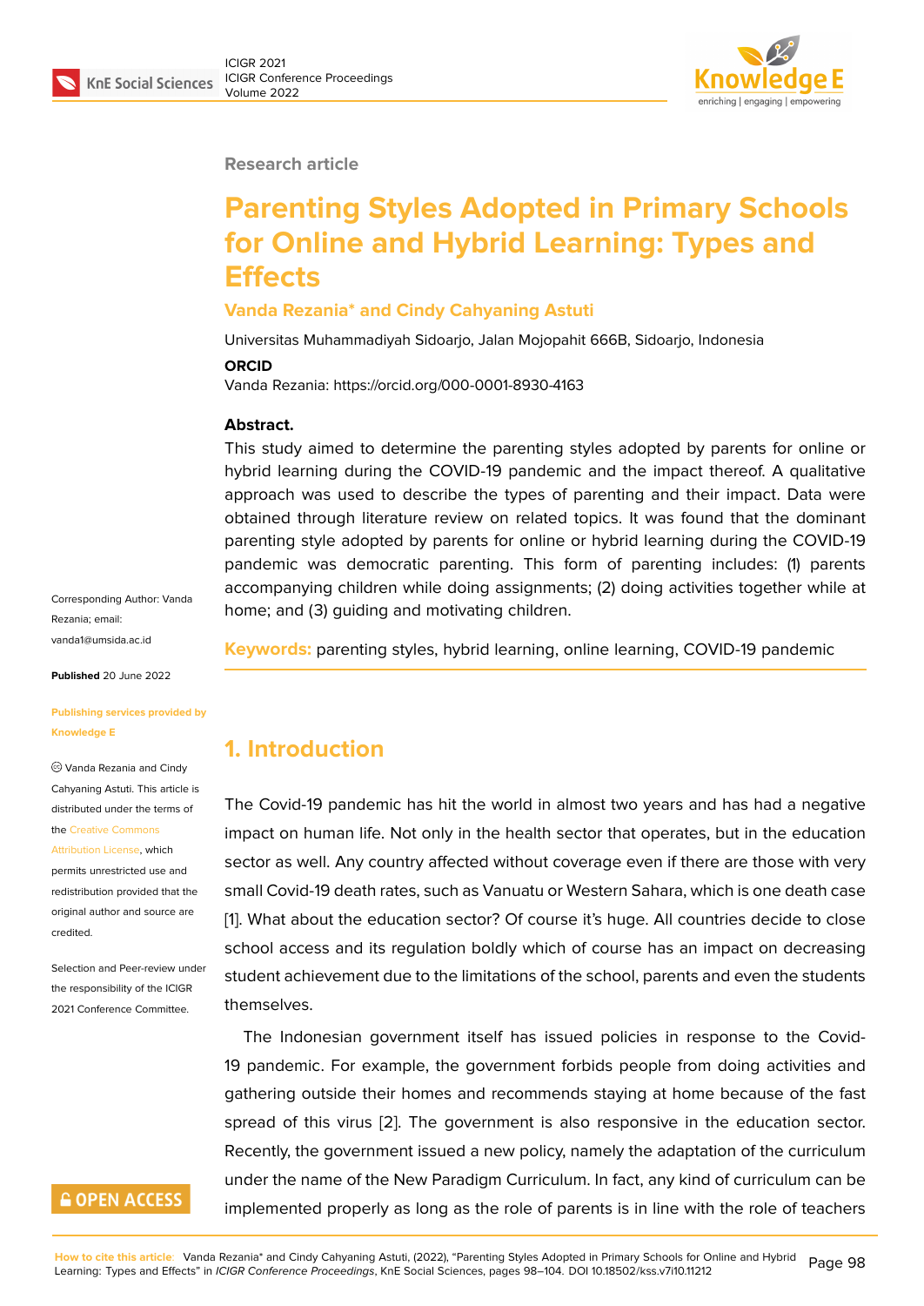Research article

# Parenting Styles Adopted in Primary Schools for Online and Hybrid Learning: Types and Effects

**Vanda Rezania* and Cindy Cahyaning Astuti**

Universitas Muhammadiyah Sidoarjo, Jalan Mojopahit 666B, Sidoarjo, Indonesia

**ORCID**

Vanda Rezania: https://orcid.org/000-0001-8930-4163

**Abstract.**

This study aimed to determine the parenting styles adopted by parents for online or hybrid learning during the COVID-19 pandemic and the impact thereof. A qualitative approach was used to describe the types of parenting and their impact. Data were obtained through literature review on related topics. It was found that the dominant parenting style adopted by parents for online or hybrid learning during the COVID-19 pandemic was democratic parenting. This form of parenting includes: (1) parents accompanying children while doing assignments; (2) doing activities together while at home; and (3) guiding and motivating children.

**Keywords:** parenting styles, hybrid learning, online learning, COVID-19 pandemic

Corresponding Author: Vanda Rezania; email: vanda1@umsida.ac.id

**Published** 20 June 2022

**Publishing services provided by Knowledge E**

© Vanda Rezania and Cindy Cahyaning Astuti. This article is distributed under the terms of the Creative Commons Attribution License, which permits unrestricted use and redistribution provided that the original author and source are credited.

Selection and Peer-review under the responsibility of the ICIGR 2021 Conference Committee.

## 1. Introduction

The Covid-19 pandemic has hit the world in almost two years and has had a negative impact on human life. Not only in the health sector that operates, but in the education sector as well. Any country affected without coverage even if there are those with very small Covid-19 death rates, such as Vanuatu or Western Sahara, which is one death case [1]. What about the education sector? Of course it's huge. All countries decide to close school access and its regulation boldly which of course has an impact on decreasing student achievement due to the limitations of the school, parents and even the students themselves.

The Indonesian government itself has issued policies in response to the Covid-19 pandemic. For example, the government forbids people from doing activities and gathering outside their homes and recommends staying at home because of the fast spread of this virus [2]. The government is also responsive in the education sector. Recently, the government issued a new policy, namely the adaptation of the curriculum under the name of the New Paradigm Curriculum. In fact, any kind of curriculum can be implemented properly as long as the role of parents is in line with the role of teachers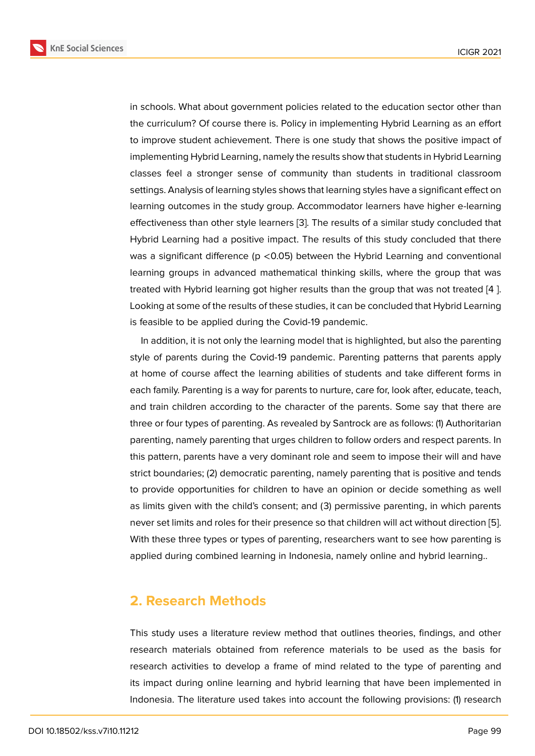in schools. What about government policies related to the education sector other than the curriculum? Of course there is. Policy in implementing Hybrid Learning as an effort to improve student achievement. There is one study that shows the positive impact of implementing Hybrid Learning, namely the results show that students in Hybrid Learning classes feel a stronger sense of community than students in traditional classroom settings. Analysis of learning styles shows that learning styles have a significant effect on learning outcomes in the study group. Accommodator learners have higher e-learning effectiveness than other style learners [3]. The results of a similar study concluded that Hybrid Learning had a positive impact. The results of this study concluded that there was a significant difference ($p < 0.05$) between the Hybrid Learning and conventional learning groups in advanced mathematical thinking skills, where the group that was treated with Hybrid learning got higher results than the group that was not treated [4 ]. Looking at some of the results of these studies, it can be concluded that Hybrid Learning is feasible to be applied during the Covid-19 pandemic.

In addition, it is not only the learning model that is highlighted, but also the parenting style of parents during the Covid-19 pandemic. Parenting patterns that parents apply at home of course affect the learning abilities of students and take different forms in each family. Parenting is a way for parents to nurture, care for, look after, educate, teach, and train children according to the character of the parents. Some say that there are three or four types of parenting. As revealed by Santrock are as follows: (1) Authoritarian parenting, namely parenting that urges children to follow orders and respect parents. In this pattern, parents have a very dominant role and seem to impose their will and have strict boundaries; (2) democratic parenting, namely parenting that is positive and tends to provide opportunities for children to have an opinion or decide something as well as limits given with the child's consent; and (3) permissive parenting, in which parents never set limits and roles for their presence so that children will act without direction [5]. With these three types or types of parenting, researchers want to see how parenting is applied during combined learning in Indonesia, namely online and hybrid learning..

## 2. Research Methods

This study uses a literature review method that outlines theories, findings, and other research materials obtained from reference materials to be used as the basis for research activities to develop a frame of mind related to the type of parenting and its impact during online learning and hybrid learning that have been implemented in Indonesia. The literature used takes into account the following provisions: (1) research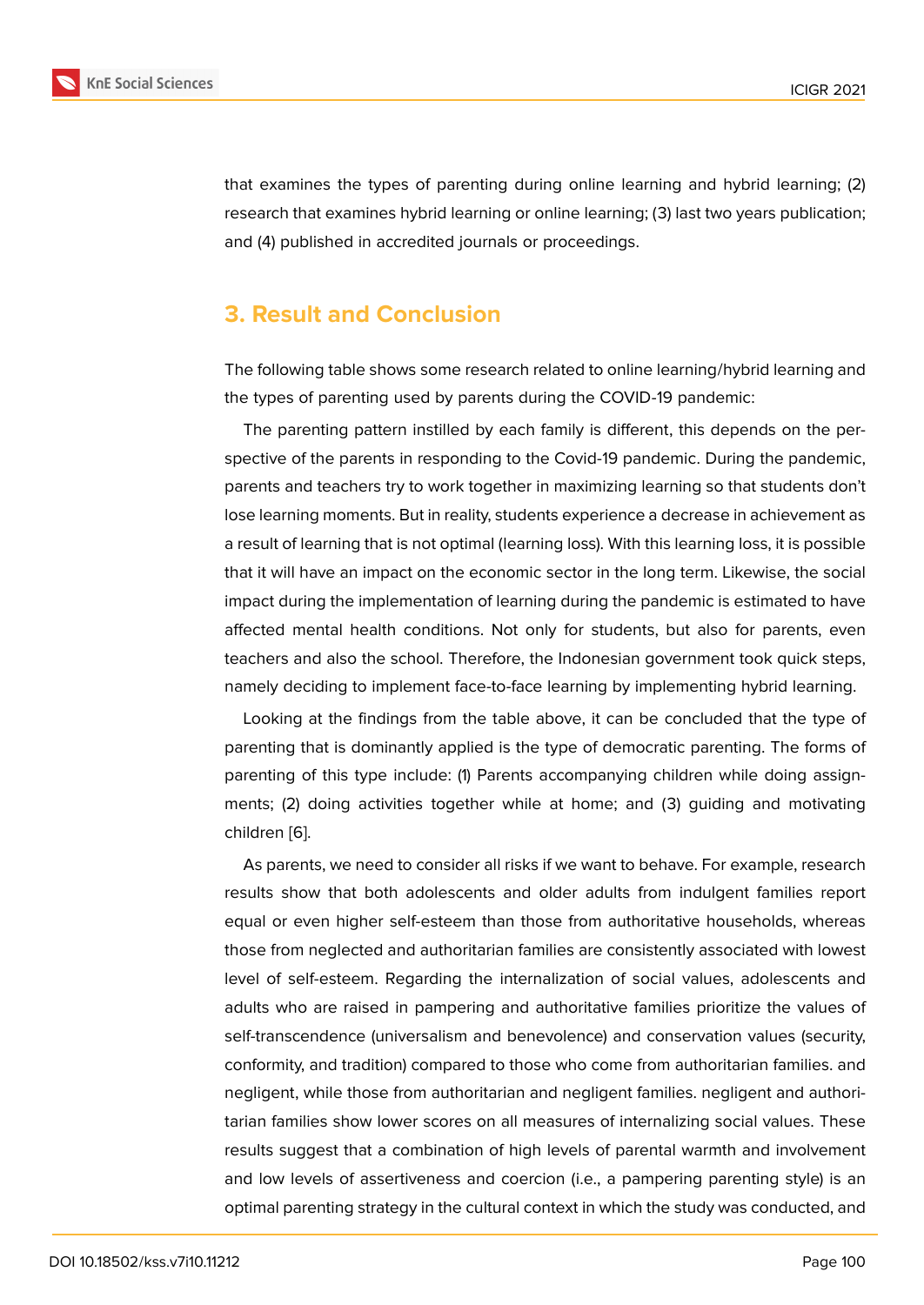that examines the types of parenting during online learning and hybrid learning; (2) research that examines hybrid learning or online learning; (3) last two years publication; and (4) published in accredited journals or proceedings.

## 3. Result and Conclusion

The following table shows some research related to online learning/hybrid learning and the types of parenting used by parents during the COVID-19 pandemic:

The parenting pattern instilled by each family is different, this depends on the perspective of the parents in responding to the Covid-19 pandemic. During the pandemic, parents and teachers try to work together in maximizing learning so that students don't lose learning moments. But in reality, students experience a decrease in achievement as a result of learning that is not optimal (learning loss). With this learning loss, it is possible that it will have an impact on the economic sector in the long term. Likewise, the social impact during the implementation of learning during the pandemic is estimated to have affected mental health conditions. Not only for students, but also for parents, even teachers and also the school. Therefore, the Indonesian government took quick steps, namely deciding to implement face-to-face learning by implementing hybrid learning.

Looking at the findings from the table above, it can be concluded that the type of parenting that is dominantly applied is the type of democratic parenting. The forms of parenting of this type include: (1) Parents accompanying children while doing assignments; (2) doing activities together while at home; and (3) guiding and motivating children [6].

As parents, we need to consider all risks if we want to behave. For example, research results show that both adolescents and older adults from indulgent families report equal or even higher self-esteem than those from authoritative households, whereas those from neglected and authoritarian families are consistently associated with lowest level of self-esteem. Regarding the internalization of social values, adolescents and adults who are raised in pampering and authoritative families prioritize the values of self-transcendence (universalism and benevolence) and conservation values (security, conformity, and tradition) compared to those who come from authoritarian families. and negligent, while those from authoritarian and negligent families. negligent and authoritarian families show lower scores on all measures of internalizing social values. These results suggest that a combination of high levels of parental warmth and involvement and low levels of assertiveness and coercion (i.e., a pampering parenting style) is an optimal parenting strategy in the cultural context in which the study was conducted, and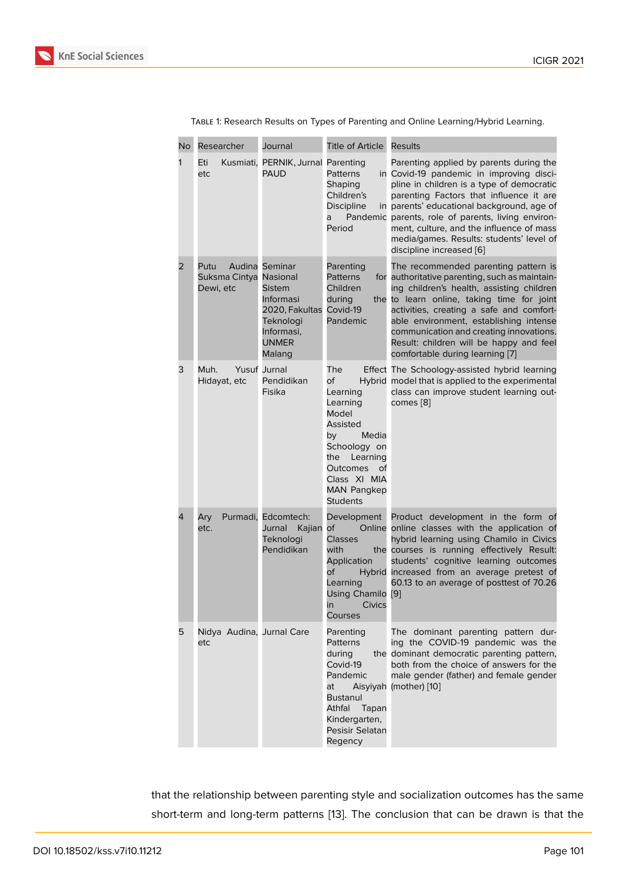Table 1: Research Results on Types of Parenting and Online Learning/Hybrid Learning.

| No | Researcher | Journal | Title of Article | Results |
|---|---|---|---|---|
| 1 | Eti Kusmiati, etc | PERNIK, Jurnal PAUD | Parenting Patterns in Shaping Children's Discipline in a Pandemic Period | Parenting applied by parents during the Covid-19 pandemic in improving discipline in children is a type of democratic parenting Factors that influence it are parents' educational background, age of parents, role of parents, living environment, culture, and the influence of mass media/games. Results: students' level of discipline increased [6] |
| 2 | Putu Audina Suksma Cintya Dewi, etc | Seminar Nasional Sistem Informasi 2020, Fakultas Teknologi Informasi, UNMER Malang | Parenting Patterns for Children during the Covid-19 Pandemic | The recommended parenting pattern is authoritative parenting, such as maintaining children's health, assisting children to learn online, taking time for joint activities, creating a safe and comfortable environment, establishing intense communication and creating innovations. Result: children will be happy and feel comfortable during learning [7] |
| 3 | Muh. Yusuf Hidayat, etc | Jurnal Pendidikan Fisika | The Effect of Hybrid Learning Learning Model Assisted by Media Schoology on the Learning Outcomes of Class XI MIA MAN Pangkep Students | The Schoology-assisted hybrid learning model that is applied to the experimental class can improve student learning outcomes [8] |
| 4 | Ary Purmadi, etc. | Edcomtech: Jurnal Kajian Teknologi Pendidikan | Development of Online Classes with the Application of Hybrid Learning Using Chamilo in Civics Courses | Product development in the form of online classes with the application of hybrid learning using Chamilo in Civics courses is running effectively Result: students' cognitive learning outcomes increased from an average pretest of 60.13 to an average of posttest of 70.26 [9] |
| 5 | Nidya Audina, etc | Jurnal Care | Parenting Patterns during the Covid-19 Pandemic at Aisyiyah Bustanul Athfal Tapan Kindergarten, Pesisir Selatan Regency | The dominant parenting pattern during the COVID-19 pandemic was the dominant democratic parenting pattern, both from the choice of answers for the male gender (father) and female gender (mother) [10] |

that the relationship between parenting style and socialization outcomes has the same short-term and long-term patterns [13]. The conclusion that can be drawn is that the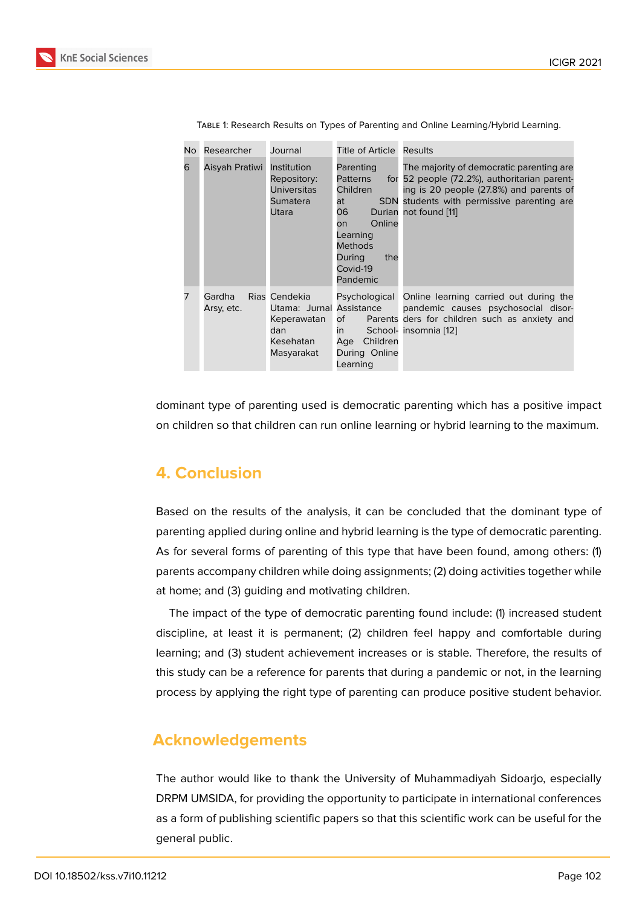Table 1: Research Results on Types of Parenting and Online Learning/Hybrid Learning.

| No | Researcher | Journal | Title of Article | Results |
|---|---|---|---|---|
| 6 | Aisyah Pratiwi | Institution Repository: Universitas Sumatera Utara | Parenting Patterns for Children at SDN 06 Durian on Online Learning Methods During the Covid-19 Pandemic | The majority of democratic parenting are 52 people (72.2%), authoritarian parenting is 20 people (27.8%) and parents of students with permissive parenting are not found [11] |
| 7 | Gardha Rias Arsy, etc. | Cendekia Utama: Jurnal Keperawatan dan Kesehatan Masyarakat | Psychological Assistance of Parents in School-Age Children During Online Learning | Online learning carried out during the pandemic causes psychosocial disorders for children such as anxiety and insomnia [12] |

dominant type of parenting used is democratic parenting which has a positive impact on children so that children can run online learning or hybrid learning to the maximum.

## 4. Conclusion

Based on the results of the analysis, it can be concluded that the dominant type of parenting applied during online and hybrid learning is the type of democratic parenting. As for several forms of parenting of this type that have been found, among others: (1) parents accompany children while doing assignments; (2) doing activities together while at home; and (3) guiding and motivating children.

The impact of the type of democratic parenting found include: (1) increased student discipline, at least it is permanent; (2) children feel happy and comfortable during learning; and (3) student achievement increases or is stable. Therefore, the results of this study can be a reference for parents that during a pandemic or not, in the learning process by applying the right type of parenting can produce positive student behavior.

## Acknowledgements

The author would like to thank the University of Muhammadiyah Sidoarjo, especially DRPM UMSIDA, for providing the opportunity to participate in international conferences as a form of publishing scientific papers so that this scientific work can be useful for the general public.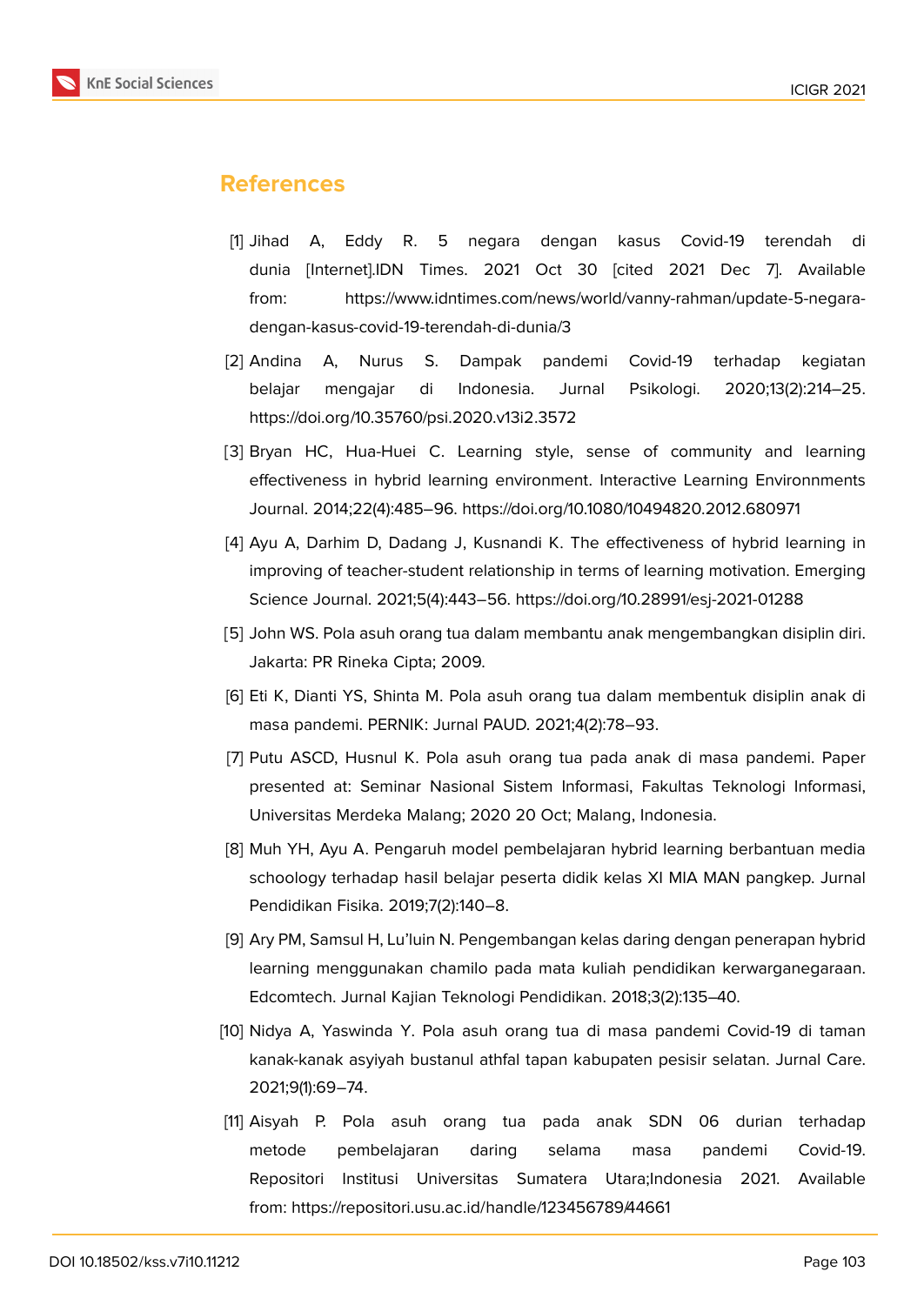## References

[1] Jihad A, Eddy R. 5 negara dengan kasus Covid-19 terendah di dunia [Internet].IDN Times. 2021 Oct 30 [cited 2021 Dec 7]. Available from: https://www.idntimes.com/news/world/vanny-rahman/update-5-negara-dengan-kasus-covid-19-terendah-di-dunia/3

[2] Andina A, Nurus S. Dampak pandemi Covid-19 terhadap kegiatan belajar mengajar di Indonesia. Jurnal Psikologi. 2020;13(2):214–25. https://doi.org/10.35760/psi.2020.v13i2.3572

[3] Bryan HC, Hua-Huei C. Learning style, sense of community and learning effectiveness in hybrid learning environment. Interactive Learning Environnments Journal. 2014;22(4):485–96. https://doi.org/10.1080/10494820.2012.680971

[4] Ayu A, Darhim D, Dadang J, Kusnandi K. The effectiveness of hybrid learning in improving of teacher-student relationship in terms of learning motivation. Emerging Science Journal. 2021;5(4):443–56. https://doi.org/10.28991/esj-2021-01288

[5] John WS. Pola asuh orang tua dalam membantu anak mengembangkan disiplin diri. Jakarta: PR Rineka Cipta; 2009.

[6] Eti K, Dianti YS, Shinta M. Pola asuh orang tua dalam membentuk disiplin anak di masa pandemi. PERNIK: Jurnal PAUD. 2021;4(2):78–93.

[7] Putu ASCD, Husnul K. Pola asuh orang tua pada anak di masa pandemi. Paper presented at: Seminar Nasional Sistem Informasi, Fakultas Teknologi Informasi, Universitas Merdeka Malang; 2020 20 Oct; Malang, Indonesia.

[8] Muh YH, Ayu A. Pengaruh model pembelajaran hybrid learning berbantuan media schoology terhadap hasil belajar peserta didik kelas XI MIA MAN pangkep. Jurnal Pendidikan Fisika. 2019;7(2):140–8.

[9] Ary PM, Samsul H, Lu'luin N. Pengembangan kelas daring dengan penerapan hybrid learning menggunakan chamilo pada mata kuliah pendidikan kerwarganegaraan. Edcomtech. Jurnal Kajian Teknologi Pendidikan. 2018;3(2):135–40.

[10] Nidya A, Yaswinda Y. Pola asuh orang tua di masa pandemi Covid-19 di taman kanak-kanak asyiyah bustanul athfal tapan kabupaten pesisir selatan. Jurnal Care. 2021;9(1):69–74.

[11] Aisyah P. Pola asuh orang tua pada anak SDN 06 durian terhadap metode pembelajaran daring selama masa pandemi Covid-19. Repositori Institusi Universitas Sumatera Utara;Indonesia 2021. Available from: https://repositori.usu.ac.id/handle/123456789/44661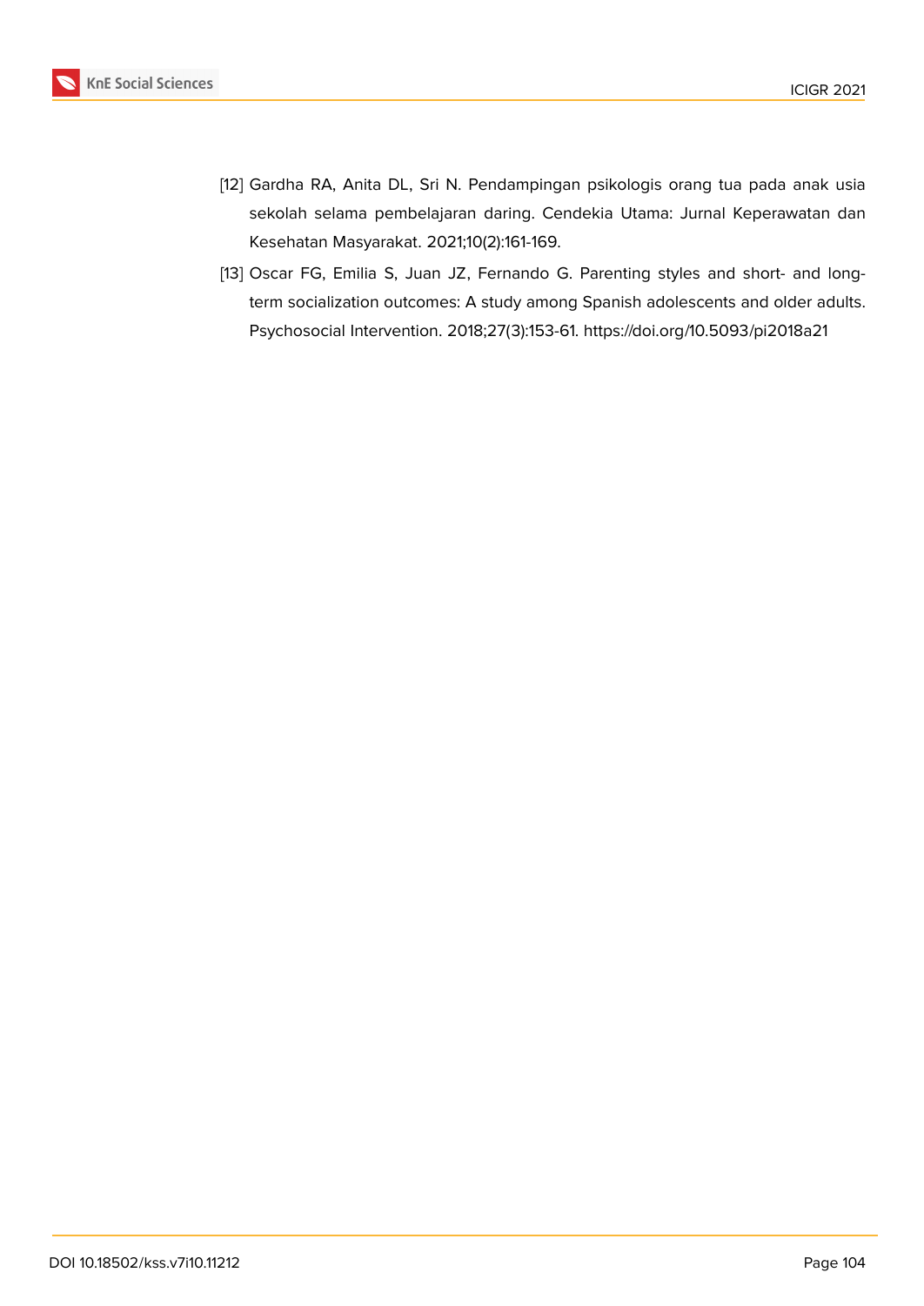[12] Gardha RA, Anita DL, Sri N. Pendampingan psikologis orang tua pada anak usia sekolah selama pembelajaran daring. Cendekia Utama: Jurnal Keperawatan dan Kesehatan Masyarakat. 2021;10(2):161-169.

[13] Oscar FG, Emilia S, Juan JZ, Fernando G. Parenting styles and short- and long-term socialization outcomes: A study among Spanish adolescents and older adults. Psychosocial Intervention. 2018;27(3):153-61. https://doi.org/10.5093/pi2018a21